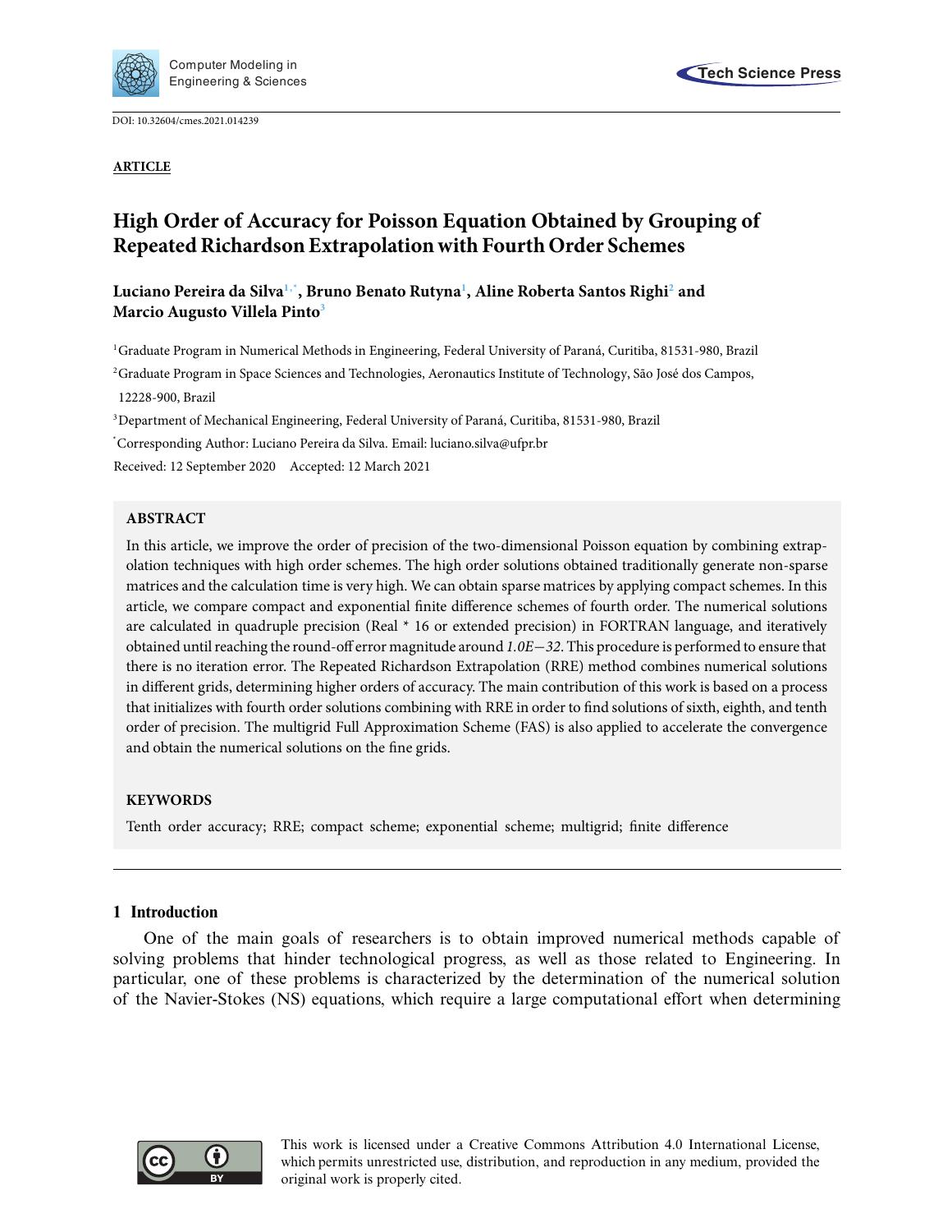Computer Modeling in Engineering & Sciences

Tech Science Press

DOI: 10.32604/cmes.2021.014239

**ARTICLE**

# High Order of Accuracy for Poisson Equation Obtained by Grouping of Repeated Richardson Extrapolation with Fourth Order Schemes

**Luciano Pereira da Silva[1,*], Bruno Benato Rutyna[1], Aline Roberta Santos Righi[2] and Marcio Augusto Villela Pinto[3]**

[1]Graduate Program in Numerical Methods in Engineering, Federal University of Paraná, Curitiba, 81531-980, Brazil

[2]Graduate Program in Space Sciences and Technologies, Aeronautics Institute of Technology, São José dos Campos, 12228-900, Brazil

[3]Department of Mechanical Engineering, Federal University of Paraná, Curitiba, 81531-980, Brazil

[*]Corresponding Author: Luciano Pereira da Silva. Email: luciano.silva@ufpr.br

Received: 12 September 2020 Accepted: 12 March 2021

## ABSTRACT

In this article, we improve the order of precision of the two-dimensional Poisson equation by combining extrapolation techniques with high order schemes. The high order solutions obtained traditionally generate non-sparse matrices and the calculation time is very high. We can obtain sparse matrices by applying compact schemes. In this article, we compare compact and exponential finite difference schemes of fourth order. The numerical solutions are calculated in quadruple precision (Real * 16 or extended precision) in FORTRAN language, and iteratively obtained until reaching the round-off error magnitude around *1.0E−32*. This procedure is performed to ensure that there is no iteration error. The Repeated Richardson Extrapolation (RRE) method combines numerical solutions in different grids, determining higher orders of accuracy. The main contribution of this work is based on a process that initializes with fourth order solutions combining with RRE in order to find solutions of sixth, eighth, and tenth order of precision. The multigrid Full Approximation Scheme (FAS) is also applied to accelerate the convergence and obtain the numerical solutions on the fine grids.

## KEYWORDS

Tenth order accuracy; RRE; compact scheme; exponential scheme; multigrid; finite difference

## 1 Introduction

One of the main goals of researchers is to obtain improved numerical methods capable of solving problems that hinder technological progress, as well as those related to Engineering. In particular, one of these problems is characterized by the determination of the numerical solution of the Navier-Stokes (NS) equations, which require a large computational effort when determining

This work is licensed under a Creative Commons Attribution 4.0 International License, which permits unrestricted use, distribution, and reproduction in any medium, provided the original work is properly cited.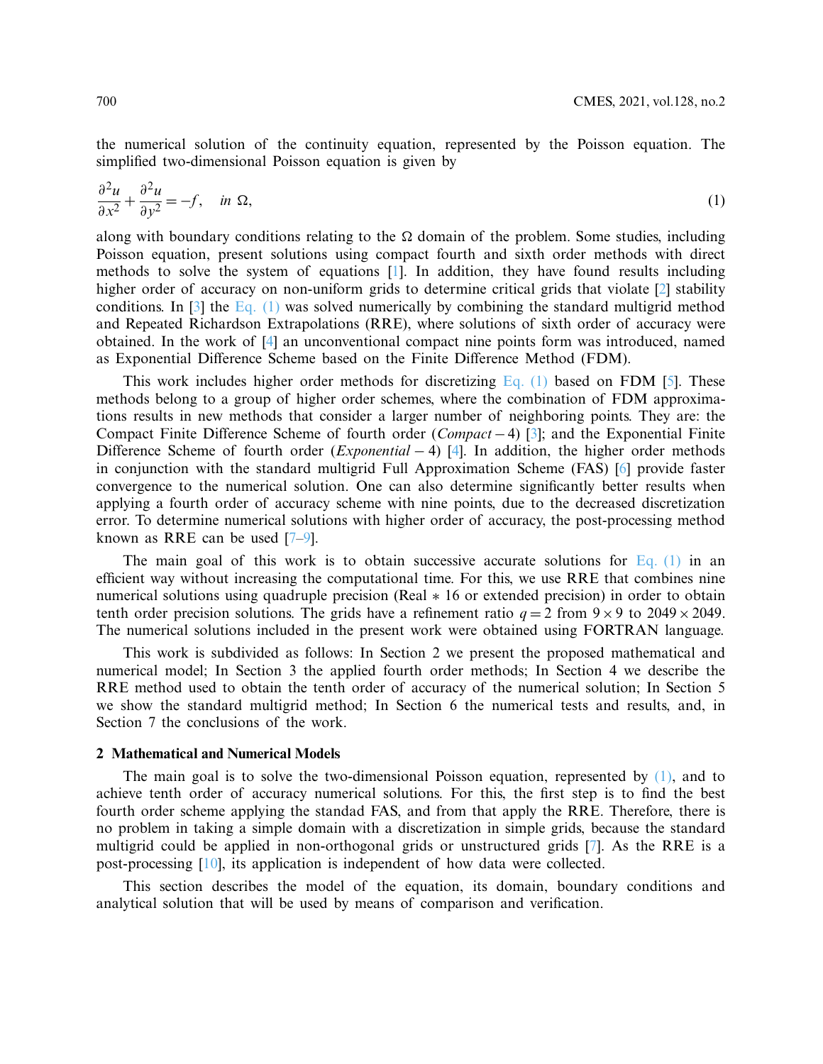the numerical solution of the continuity equation, represented by the Poisson equation. The simplified two-dimensional Poisson equation is given by

$$\frac{\partial^2 u}{\partial x^2} + \frac{\partial^2 u}{\partial y^2} = -f, \quad in\ \Omega, \tag{1}$$

along with boundary conditions relating to the $\Omega$ domain of the problem. Some studies, including Poisson equation, present solutions using compact fourth and sixth order methods with direct methods to solve the system of equations [1]. In addition, they have found results including higher order of accuracy on non-uniform grids to determine critical grids that violate [2] stability conditions. In [3] the Eq. (1) was solved numerically by combining the standard multigrid method and Repeated Richardson Extrapolations (RRE), where solutions of sixth order of accuracy were obtained. In the work of [4] an unconventional compact nine points form was introduced, named as Exponential Difference Scheme based on the Finite Difference Method (FDM).

This work includes higher order methods for discretizing Eq. (1) based on FDM [5]. These methods belong to a group of higher order schemes, where the combination of FDM approximations results in new methods that consider a larger number of neighboring points. They are: the Compact Finite Difference Scheme of fourth order ($Compact-4$) [3]; and the Exponential Finite Difference Scheme of fourth order ($Exponential-4$) [4]. In addition, the higher order methods in conjunction with the standard multigrid Full Approximation Scheme (FAS) [6] provide faster convergence to the numerical solution. One can also determine significantly better results when applying a fourth order of accuracy scheme with nine points, due to the decreased discretization error. To determine numerical solutions with higher order of accuracy, the post-processing method known as RRE can be used [7–9].

The main goal of this work is to obtain successive accurate solutions for Eq. (1) in an efficient way without increasing the computational time. For this, we use RRE that combines nine numerical solutions using quadruple precision (Real $*$ 16 or extended precision) in order to obtain tenth order precision solutions. The grids have a refinement ratio $q = 2$ from $9 \times 9$ to $2049 \times 2049$. The numerical solutions included in the present work were obtained using FORTRAN language.

This work is subdivided as follows: In Section 2 we present the proposed mathematical and numerical model; In Section 3 the applied fourth order methods; In Section 4 we describe the RRE method used to obtain the tenth order of accuracy of the numerical solution; In Section 5 we show the standard multigrid method; In Section 6 the numerical tests and results, and, in Section 7 the conclusions of the work.

## 2 Mathematical and Numerical Models

The main goal is to solve the two-dimensional Poisson equation, represented by (1), and to achieve tenth order of accuracy numerical solutions. For this, the first step is to find the best fourth order scheme applying the standad FAS, and from that apply the RRE. Therefore, there is no problem in taking a simple domain with a discretization in simple grids, because the standard multigrid could be applied in non-orthogonal grids or unstructured grids [7]. As the RRE is a post-processing [10], its application is independent of how data were collected.

This section describes the model of the equation, its domain, boundary conditions and analytical solution that will be used by means of comparison and verification.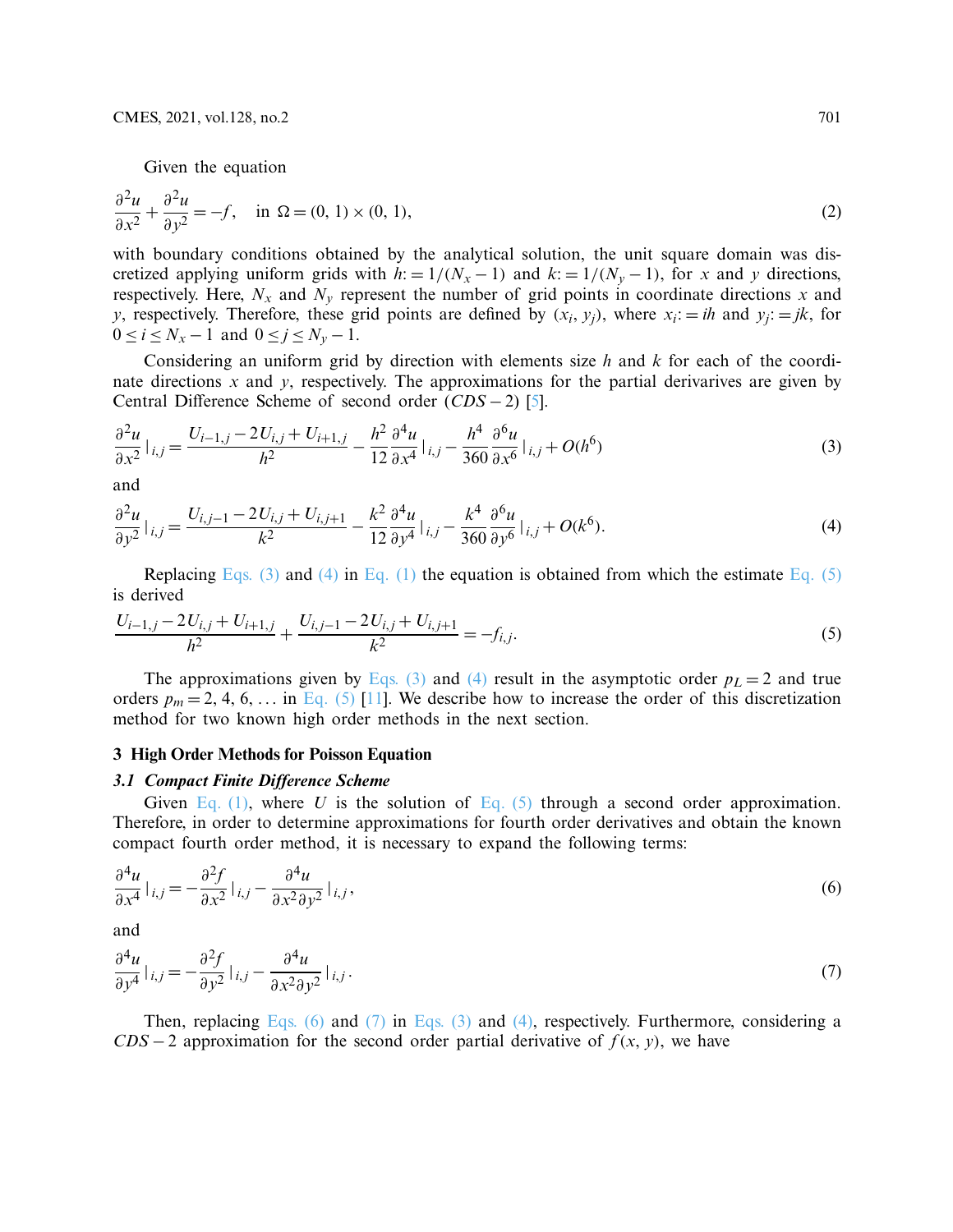Given the equation

$$\frac{\partial^2 u}{\partial x^2} + \frac{\partial^2 u}{\partial y^2} = -f, \quad \text{in } \Omega = (0, 1) \times (0, 1), \tag{2}$$

with boundary conditions obtained by the analytical solution, the unit square domain was discretized applying uniform grids with $h := 1/(N_x - 1)$ and $k := 1/(N_y - 1)$, for $x$ and $y$ directions, respectively. Here, $N_x$ and $N_y$ represent the number of grid points in coordinate directions $x$ and $y$, respectively. Therefore, these grid points are defined by $(x_i, y_j)$, where $x_i := ih$ and $y_j := jk$, for $0 \leq i \leq N_x - 1$ and $0 \leq j \leq N_y - 1$.

Considering an uniform grid by direction with elements size $h$ and $k$ for each of the coordinate directions $x$ and $y$, respectively. The approximations for the partial derivarives are given by Central Difference Scheme of second order ($CDS-2$) [5].

$$\frac{\partial^2 u}{\partial x^2}|_{i,j} = \frac{U_{i-1,j} - 2U_{i,j} + U_{i+1,j}}{h^2} - \frac{h^2}{12}\frac{\partial^4 u}{\partial x^4}|_{i,j} - \frac{h^4}{360}\frac{\partial^6 u}{\partial x^6}|_{i,j} + O(h^6) \tag{3}$$

and

$$\frac{\partial^2 u}{\partial y^2}|_{i,j} = \frac{U_{i,j-1} - 2U_{i,j} + U_{i,j+1}}{k^2} - \frac{k^2}{12}\frac{\partial^4 u}{\partial y^4}|_{i,j} - \frac{k^4}{360}\frac{\partial^6 u}{\partial y^6}|_{i,j} + O(k^6). \tag{4}$$

Replacing Eqs. (3) and (4) in Eq. (1) the equation is obtained from which the estimate Eq. (5) is derived

$$\frac{U_{i-1,j} - 2U_{i,j} + U_{i+1,j}}{h^2} + \frac{U_{i,j-1} - 2U_{i,j} + U_{i,j+1}}{k^2} = -f_{i,j}. \tag{5}$$

The approximations given by Eqs. (3) and (4) result in the asymptotic order $p_L = 2$ and true orders $p_m = 2, 4, 6, \ldots$ in Eq. (5) [11]. We describe how to increase the order of this discretization method for two known high order methods in the next section.

## 3 High Order Methods for Poisson Equation

### 3.1 Compact Finite Difference Scheme

Given Eq. (1), where $U$ is the solution of Eq. (5) through a second order approximation. Therefore, in order to determine approximations for fourth order derivatives and obtain the known compact fourth order method, it is necessary to expand the following terms:

$$\frac{\partial^4 u}{\partial x^4}|_{i,j} = -\frac{\partial^2 f}{\partial x^2}|_{i,j} - \frac{\partial^4 u}{\partial x^2 \partial y^2}|_{i,j}, \tag{6}$$

and

$$\frac{\partial^4 u}{\partial y^4}|_{i,j} = -\frac{\partial^2 f}{\partial y^2}|_{i,j} - \frac{\partial^4 u}{\partial x^2 \partial y^2}|_{i,j}. \tag{7}$$

Then, replacing Eqs. (6) and (7) in Eqs. (3) and (4), respectively. Furthermore, considering a $CDS-2$ approximation for the second order partial derivative of $f(x, y)$, we have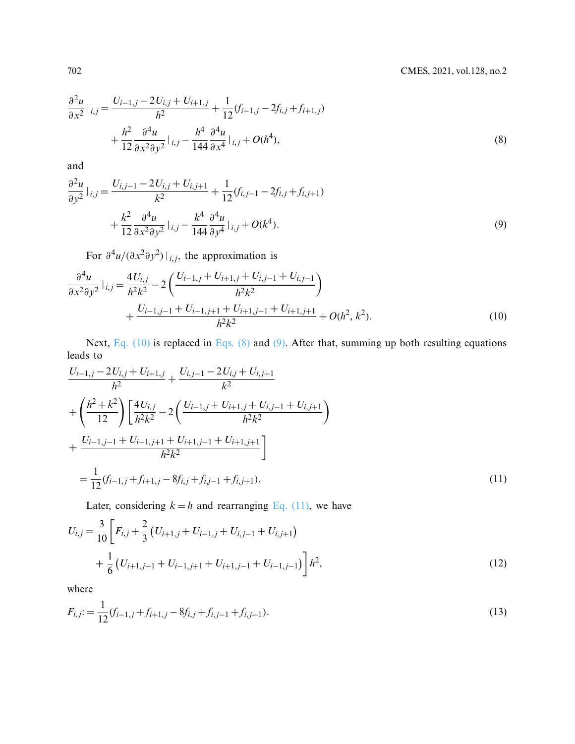$$\frac{\partial^2 u}{\partial x^2}\Big|_{i,j} = \frac{U_{i-1,j} - 2U_{i,j} + U_{i+1,j}}{h^2} + \frac{1}{12}(f_{i-1,j} - 2f_{i,j} + f_{i+1,j}) + \frac{h^2}{12}\frac{\partial^4 u}{\partial x^2 \partial y^2}\Big|_{i,j} - \frac{h^4}{144}\frac{\partial^4 u}{\partial x^4}\Big|_{i,j} + O(h^4), \tag{8}$$

and

$$\frac{\partial^2 u}{\partial y^2}\Big|_{i,j} = \frac{U_{i,j-1} - 2U_{i,j} + U_{i,j+1}}{k^2} + \frac{1}{12}(f_{i,j-1} - 2f_{i,j} + f_{i,j+1}) + \frac{k^2}{12}\frac{\partial^4 u}{\partial x^2 \partial y^2}\Big|_{i,j} - \frac{k^4}{144}\frac{\partial^4 u}{\partial y^4}\Big|_{i,j} + O(k^4). \tag{9}$$

For $\partial^4 u/(\partial x^2 \partial y^2)\,|_{i,j}$, the approximation is

$$\frac{\partial^4 u}{\partial x^2 \partial y^2}\Big|_{i,j} = \frac{4U_{i,j}}{h^2k^2} - 2\left(\frac{U_{i-1,j} + U_{i+1,j} + U_{i,j-1} + U_{i,j-1}}{h^2k^2}\right) + \frac{U_{i-1,j-1} + U_{i-1,j+1} + U_{i+1,j-1} + U_{i+1,j+1}}{h^2k^2} + O(h^2, k^2). \tag{10}$$

Next, Eq. (10) is replaced in Eqs. (8) and (9). After that, summing up both resulting equations leads to

$$\begin{aligned}
&\frac{U_{i-1,j} - 2U_{i,j} + U_{i+1,j}}{h^2} + \frac{U_{i,j-1} - 2U_{i,j} + U_{i,j+1}}{k^2} \\
&+ \left(\frac{h^2 + k^2}{12}\right)\left[\frac{4U_{i,j}}{h^2k^2} - 2\left(\frac{U_{i-1,j} + U_{i+1,j} + U_{i,j-1} + U_{i,j+1}}{h^2k^2}\right)\right. \\
&+ \left.\frac{U_{i-1,j-1} + U_{i-1,j+1} + U_{i+1,j-1} + U_{i+1,j+1}}{h^2k^2}\right] \\
&= \frac{1}{12}(f_{i-1,j} + f_{i+1,j} - 8f_{i,j} + f_{i,j-1} + f_{i,j+1}).
\end{aligned} \tag{11}$$

Later, considering $k = h$ and rearranging Eq. (11), we have

$$U_{i,j} = \frac{3}{10}\left[F_{i,j} + \frac{2}{3}\left(U_{i+1,j} + U_{i-1,j} + U_{i,j-1} + U_{i,j+1}\right) + \frac{1}{6}\left(U_{i+1,j+1} + U_{i-1,j+1} + U_{i+1,j-1} + U_{i-1,j-1}\right)\right]h^2, \tag{12}$$

where

$$F_{i,j} := \frac{1}{12}(f_{i-1,j} + f_{i+1,j} - 8f_{i,j} + f_{i,j-1} + f_{i,j+1}). \tag{13}$$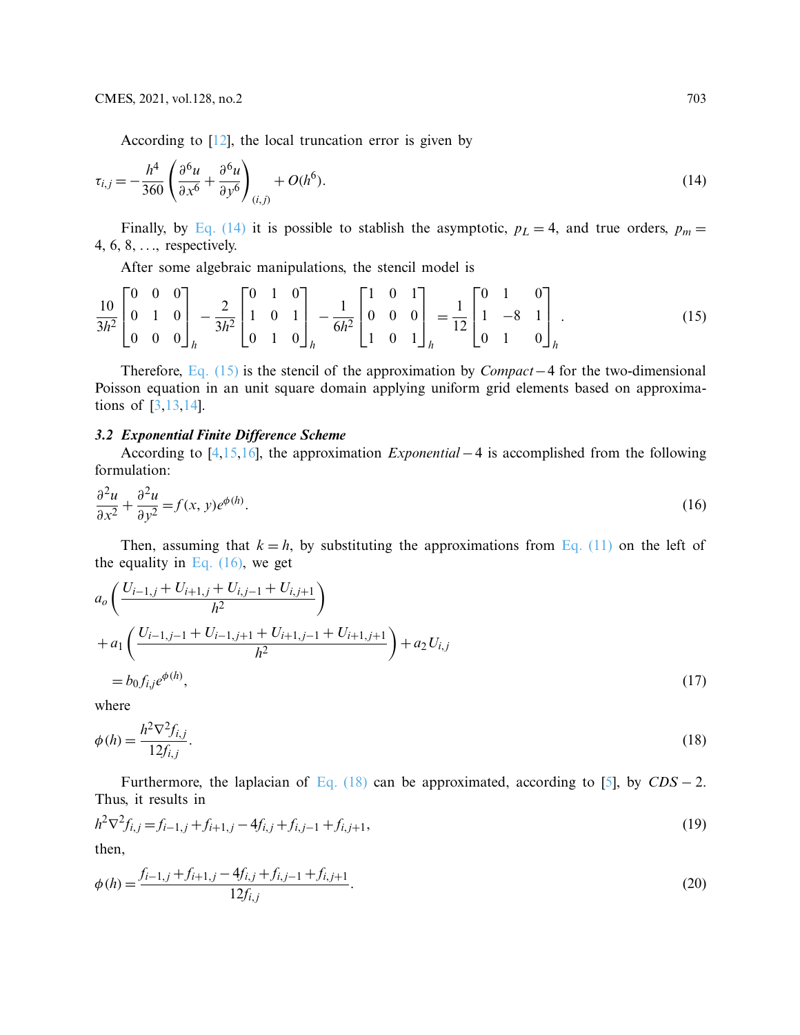According to [12], the local truncation error is given by

$$\tau_{i,j} = -\frac{h^4}{360}\left(\frac{\partial^6 u}{\partial x^6} + \frac{\partial^6 u}{\partial y^6}\right)_{(i,j)} + O(h^6). \tag{14}$$

Finally, by Eq. (14) it is possible to stablish the asymptotic, $p_L = 4$, and true orders, $p_m = 4, 6, 8, \ldots$, respectively.

After some algebraic manipulations, the stencil model is

$$\frac{10}{3h^2}\begin{bmatrix} 0 & 0 & 0 \\ 0 & 1 & 0 \\ 0 & 0 & 0 \end{bmatrix}_h - \frac{2}{3h^2}\begin{bmatrix} 0 & 1 & 0 \\ 1 & 0 & 1 \\ 0 & 1 & 0 \end{bmatrix}_h - \frac{1}{6h^2}\begin{bmatrix} 1 & 0 & 1 \\ 0 & 0 & 0 \\ 1 & 0 & 1 \end{bmatrix}_h = \frac{1}{12}\begin{bmatrix} 0 & 1 & 0 \\ 1 & -8 & 1 \\ 0 & 1 & 0 \end{bmatrix}_h. \tag{15}$$

Therefore, Eq. (15) is the stencil of the approximation by *Compact*−4 for the two-dimensional Poisson equation in an unit square domain applying uniform grid elements based on approximations of [3,13,14].

### *3.2 Exponential Finite Difference Scheme*

According to [4,15,16], the approximation *Exponential*−4 is accomplished from the following formulation:

$$\frac{\partial^2 u}{\partial x^2} + \frac{\partial^2 u}{\partial y^2} = f(x, y)e^{\phi(h)}. \tag{16}$$

Then, assuming that $k = h$, by substituting the approximations from Eq. (11) on the left of the equality in Eq. (16), we get

$$\begin{aligned} &a_o\left(\frac{U_{i-1,j} + U_{i+1,j} + U_{i,j-1} + U_{i,j+1}}{h^2}\right) \\ &+ a_1\left(\frac{U_{i-1,j-1} + U_{i-1,j+1} + U_{i+1,j-1} + U_{i+1,j+1}}{h^2}\right) + a_2 U_{i,j} \\ &= b_0 f_{i,j} e^{\phi(h)}, \end{aligned} \tag{17}$$

where

$$\phi(h) = \frac{h^2 \nabla^2 f_{i,j}}{12 f_{i,j}}. \tag{18}$$

Furthermore, the laplacian of Eq. (18) can be approximated, according to [5], by *CDS*−2. Thus, it results in

$$h^2 \nabla^2 f_{i,j} = f_{i-1,j} + f_{i+1,j} - 4f_{i,j} + f_{i,j-1} + f_{i,j+1}, \tag{19}$$

then,

$$\phi(h) = \frac{f_{i-1,j} + f_{i+1,j} - 4f_{i,j} + f_{i,j-1} + f_{i,j+1}}{12 f_{i,j}}. \tag{20}$$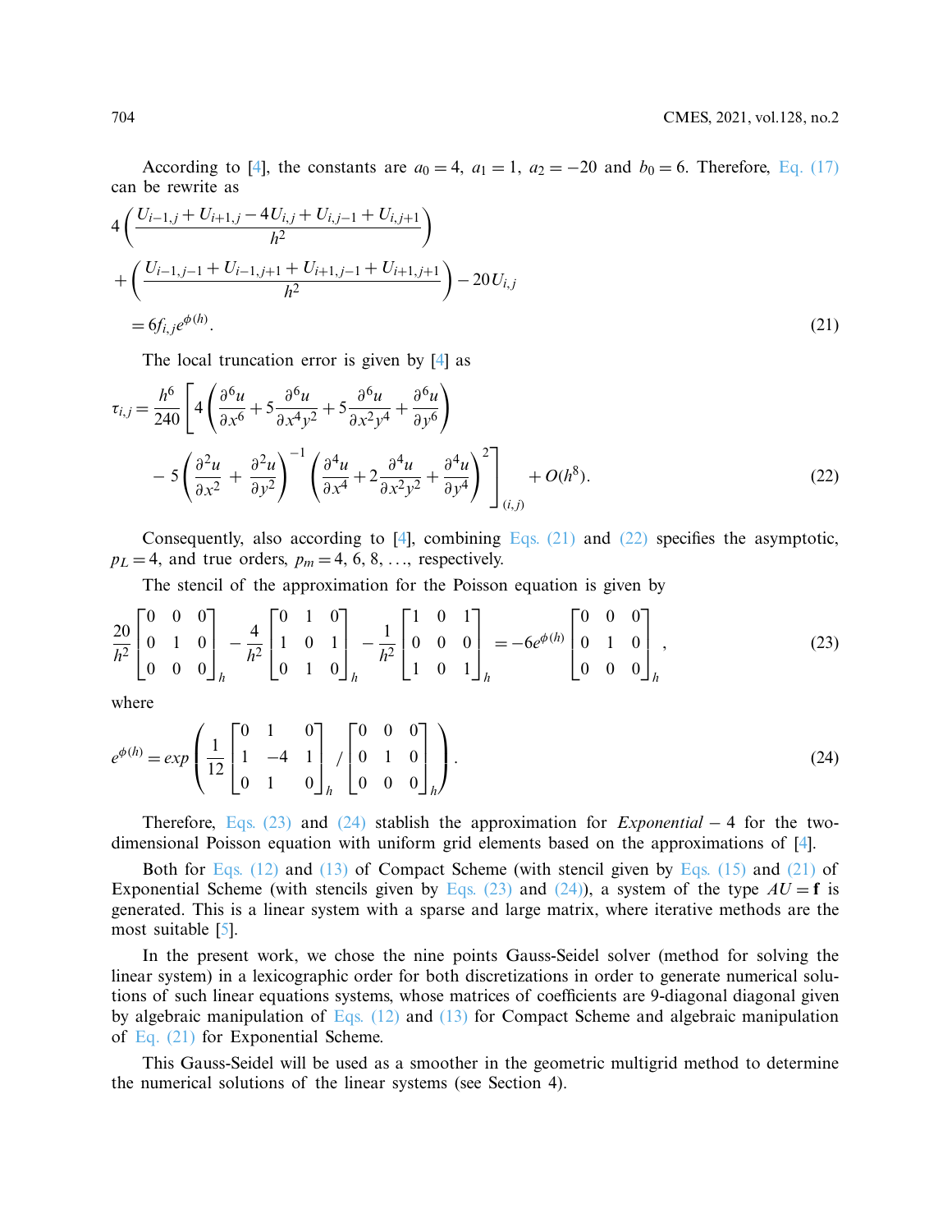According to [4], the constants are $a_0 = 4$, $a_1 = 1$, $a_2 = -20$ and $b_0 = 6$. Therefore, Eq. (17) can be rewrite as

$$
\begin{aligned}
&4\left(\frac{U_{i-1,j} + U_{i+1,j} - 4U_{i,j} + U_{i,j-1} + U_{i,j+1}}{h^2}\right) \\
&+\left(\frac{U_{i-1,j-1} + U_{i-1,j+1} + U_{i+1,j-1} + U_{i+1,j+1}}{h^2}\right) - 20U_{i,j} \\
&= 6f_{i,j}e^{\phi(h)}.
\end{aligned}
\tag{21}
$$

The local truncation error is given by [4] as

$$
\begin{aligned}
\tau_{i,j} = \frac{h^6}{240}\Bigg[ &4\left(\frac{\partial^6 u}{\partial x^6} + 5\frac{\partial^6 u}{\partial x^4 y^2} + 5\frac{\partial^6 u}{\partial x^2 y^4} + \frac{\partial^6 u}{\partial y^6}\right) \\
&- 5\left(\frac{\partial^2 u}{\partial x^2} + \frac{\partial^2 u}{\partial y^2}\right)^{-1}\left(\frac{\partial^4 u}{\partial x^4} + 2\frac{\partial^4 u}{\partial x^2 y^2} + \frac{\partial^4 u}{\partial y^4}\right)^2\Bigg]_{(i,j)} + O(h^8).
\end{aligned}
\tag{22}
$$

Consequently, also according to [4], combining Eqs. (21) and (22) specifies the asymptotic, $p_L = 4$, and true orders, $p_m = 4, 6, 8, \ldots$, respectively.

The stencil of the approximation for the Poisson equation is given by

$$
\frac{20}{h^2}\begin{bmatrix} 0 & 0 & 0 \\ 0 & 1 & 0 \\ 0 & 0 & 0 \end{bmatrix}_h - \frac{4}{h^2}\begin{bmatrix} 0 & 1 & 0 \\ 1 & 0 & 1 \\ 0 & 1 & 0 \end{bmatrix}_h - \frac{1}{h^2}\begin{bmatrix} 1 & 0 & 1 \\ 0 & 0 & 0 \\ 1 & 0 & 1 \end{bmatrix}_h = -6e^{\phi(h)}\begin{bmatrix} 0 & 0 & 0 \\ 0 & 1 & 0 \\ 0 & 0 & 0 \end{bmatrix}_h,
\tag{23}
$$

where

$$
e^{\phi(h)} = exp\left(\frac{1}{12}\begin{bmatrix} 0 & 1 & 0 \\ 1 & -4 & 1 \\ 0 & 1 & 0 \end{bmatrix}_h \Big/ \begin{bmatrix} 0 & 0 & 0 \\ 0 & 1 & 0 \\ 0 & 0 & 0 \end{bmatrix}_h\right).
\tag{24}
$$

Therefore, Eqs. (23) and (24) stablish the approximation for *Exponential* $-$ 4 for the two-dimensional Poisson equation with uniform grid elements based on the approximations of [4].

Both for Eqs. (12) and (13) of Compact Scheme (with stencil given by Eqs. (15) and (21) of Exponential Scheme (with stencils given by Eqs. (23) and (24)), a system of the type $AU = \mathbf{f}$ is generated. This is a linear system with a sparse and large matrix, where iterative methods are the most suitable [5].

In the present work, we chose the nine points Gauss-Seidel solver (method for solving the linear system) in a lexicographic order for both discretizations in order to generate numerical solutions of such linear equations systems, whose matrices of coefficients are 9-diagonal diagonal given by algebraic manipulation of Eqs. (12) and (13) for Compact Scheme and algebraic manipulation of Eq. (21) for Exponential Scheme.

This Gauss-Seidel will be used as a smoother in the geometric multigrid method to determine the numerical solutions of the linear systems (see Section 4).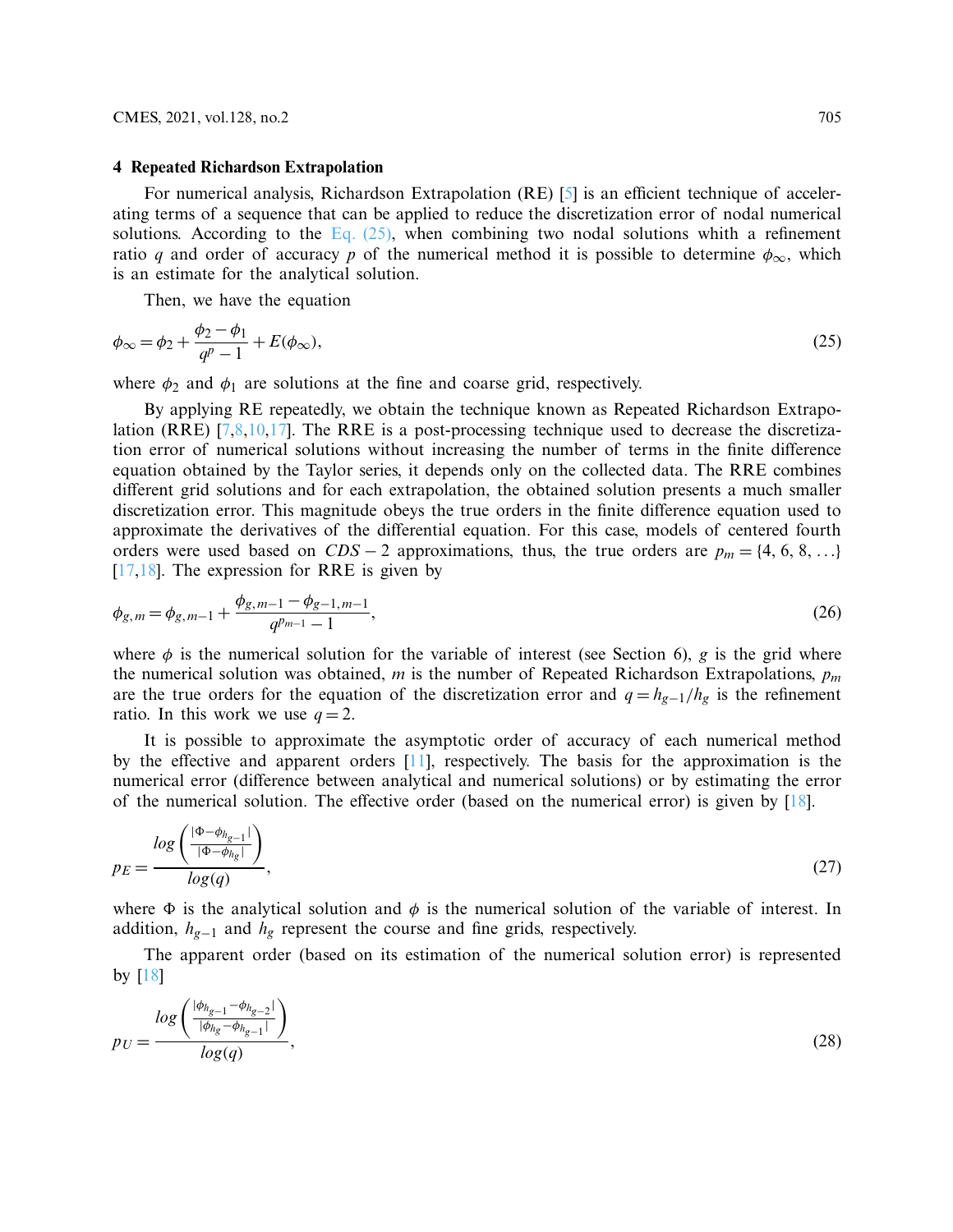## 4 Repeated Richardson Extrapolation

For numerical analysis, Richardson Extrapolation (RE) [5] is an efficient technique of accelerating terms of a sequence that can be applied to reduce the discretization error of nodal numerical solutions. According to the Eq. (25), when combining two nodal solutions whith a refinement ratio $q$ and order of accuracy $p$ of the numerical method it is possible to determine $\phi_\infty$, which is an estimate for the analytical solution.

Then, we have the equation

$$\phi_\infty = \phi_2 + \frac{\phi_2 - \phi_1}{q^p - 1} + E(\phi_\infty), \tag{25}$$

where $\phi_2$ and $\phi_1$ are solutions at the fine and coarse grid, respectively.

By applying RE repeatedly, we obtain the technique known as Repeated Richardson Extrapolation (RRE) [7,8,10,17]. The RRE is a post-processing technique used to decrease the discretization error of numerical solutions without increasing the number of terms in the finite difference equation obtained by the Taylor series, it depends only on the collected data. The RRE combines different grid solutions and for each extrapolation, the obtained solution presents a much smaller discretization error. This magnitude obeys the true orders in the finite difference equation used to approximate the derivatives of the differential equation. For this case, models of centered fourth orders were used based on $CDS-2$ approximations, thus, the true orders are $p_m = \{4, 6, 8, \ldots\}$ [17,18]. The expression for RRE is given by

$$\phi_{g,m} = \phi_{g,m-1} + \frac{\phi_{g,m-1} - \phi_{g-1,m-1}}{q^{p_{m-1}} - 1}, \tag{26}$$

where $\phi$ is the numerical solution for the variable of interest (see Section 6), $g$ is the grid where the numerical solution was obtained, $m$ is the number of Repeated Richardson Extrapolations, $p_m$ are the true orders for the equation of the discretization error and $q = h_{g-1}/h_g$ is the refinement ratio. In this work we use $q = 2$.

It is possible to approximate the asymptotic order of accuracy of each numerical method by the effective and apparent orders [11], respectively. The basis for the approximation is the numerical error (difference between analytical and numerical solutions) or by estimating the error of the numerical solution. The effective order (based on the numerical error) is given by [18].

$$p_E = \frac{log\left(\frac{|\Phi - \phi_{h_{g-1}}|}{|\Phi - \phi_{h_g}|}\right)}{log(q)}, \tag{27}$$

where $\Phi$ is the analytical solution and $\phi$ is the numerical solution of the variable of interest. In addition, $h_{g-1}$ and $h_g$ represent the course and fine grids, respectively.

The apparent order (based on its estimation of the numerical solution error) is represented by [18]

$$p_U = \frac{log\left(\frac{|\phi_{h_{g-1}} - \phi_{h_{g-2}}|}{|\phi_{h_g} - \phi_{h_{g-1}}|}\right)}{log(q)}, \tag{28}$$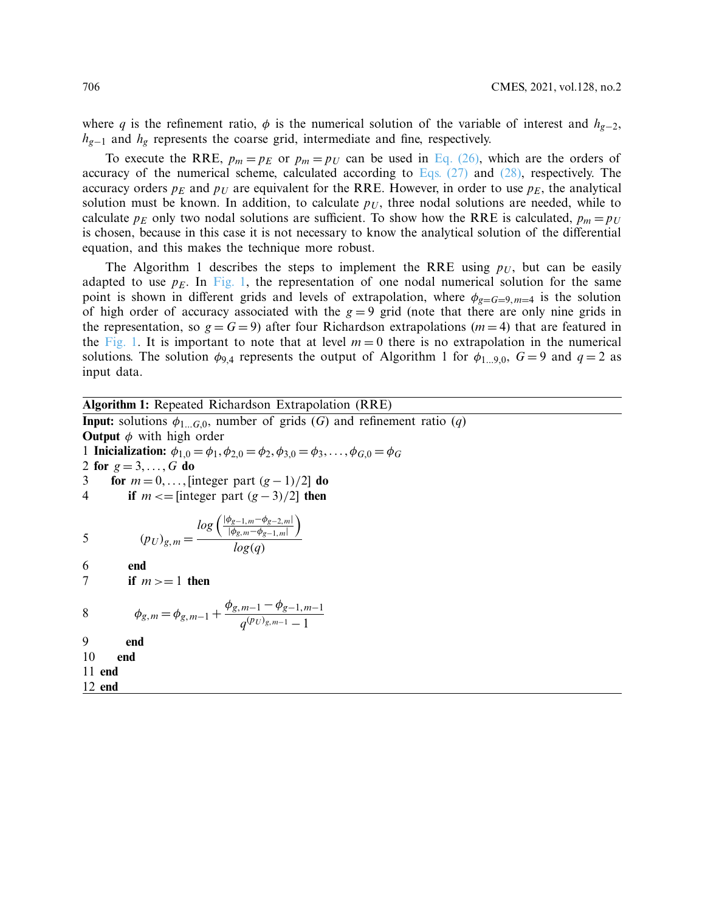where $q$ is the refinement ratio, $\phi$ is the numerical solution of the variable of interest and $h_{g-2}$, $h_{g-1}$ and $h_g$ represents the coarse grid, intermediate and fine, respectively.

To execute the RRE, $p_m = p_E$ or $p_m = p_U$ can be used in Eq. (26), which are the orders of accuracy of the numerical scheme, calculated according to Eqs. (27) and (28), respectively. The accuracy orders $p_E$ and $p_U$ are equivalent for the RRE. However, in order to use $p_E$, the analytical solution must be known. In addition, to calculate $p_U$, three nodal solutions are needed, while to calculate $p_E$ only two nodal solutions are sufficient. To show how the RRE is calculated, $p_m = p_U$ is chosen, because in this case it is not necessary to know the analytical solution of the differential equation, and this makes the technique more robust.

The Algorithm 1 describes the steps to implement the RRE using $p_U$, but can be easily adapted to use $p_E$. In Fig. 1, the representation of one nodal numerical solution for the same point is shown in different grids and levels of extrapolation, where $\phi_{g=G=9,m=4}$ is the solution of high order of accuracy associated with the $g = 9$ grid (note that there are only nine grids in the representation, so $g = G = 9$) after four Richardson extrapolations ($m = 4$) that are featured in the Fig. 1. It is important to note that at level $m = 0$ there is no extrapolation in the numerical solutions. The solution $\phi_{9,4}$ represents the output of Algorithm 1 for $\phi_{1\ldots9,0}$, $G = 9$ and $q = 2$ as input data.

---

**Algorithm 1:** Repeated Richardson Extrapolation (RRE)

---

**Input:** solutions $\phi_{1\ldots G,0}$, number of grids ($G$) and refinement ratio ($q$)

**Output** $\phi$ with high order

1 **Inicialization:** $\phi_{1,0} = \phi_1, \phi_{2,0} = \phi_2, \phi_{3,0} = \phi_3, \ldots, \phi_{G,0} = \phi_G$

2 **for** $g = 3, \ldots, G$ **do**

3 &nbsp;&nbsp;&nbsp;&nbsp;**for** $m = 0, \ldots,$ [integer part $(g-1)/2$] **do**

4 &nbsp;&nbsp;&nbsp;&nbsp;&nbsp;&nbsp;&nbsp;&nbsp;**if** $m <=$ [integer part $(g-3)/2$] **then**

5 $$(p_U)_{g,m} = \frac{log\left(\frac{|\phi_{g-1,m} - \phi_{g-2,m}|}{|\phi_{g,m} - \phi_{g-1,m}|}\right)}{log(q)}$$

6 &nbsp;&nbsp;&nbsp;&nbsp;&nbsp;&nbsp;&nbsp;&nbsp;**end**

7 &nbsp;&nbsp;&nbsp;&nbsp;&nbsp;&nbsp;&nbsp;&nbsp;**if** $m >= 1$ **then**

8 $$\phi_{g,m} = \phi_{g,m-1} + \frac{\phi_{g,m-1} - \phi_{g-1,m-1}}{q^{(p_U)_{g,m-1}} - 1}$$

9 &nbsp;&nbsp;&nbsp;&nbsp;&nbsp;&nbsp;&nbsp;&nbsp;**end**

10 &nbsp;&nbsp;&nbsp;&nbsp;**end**

11 **end**

12 **end**

---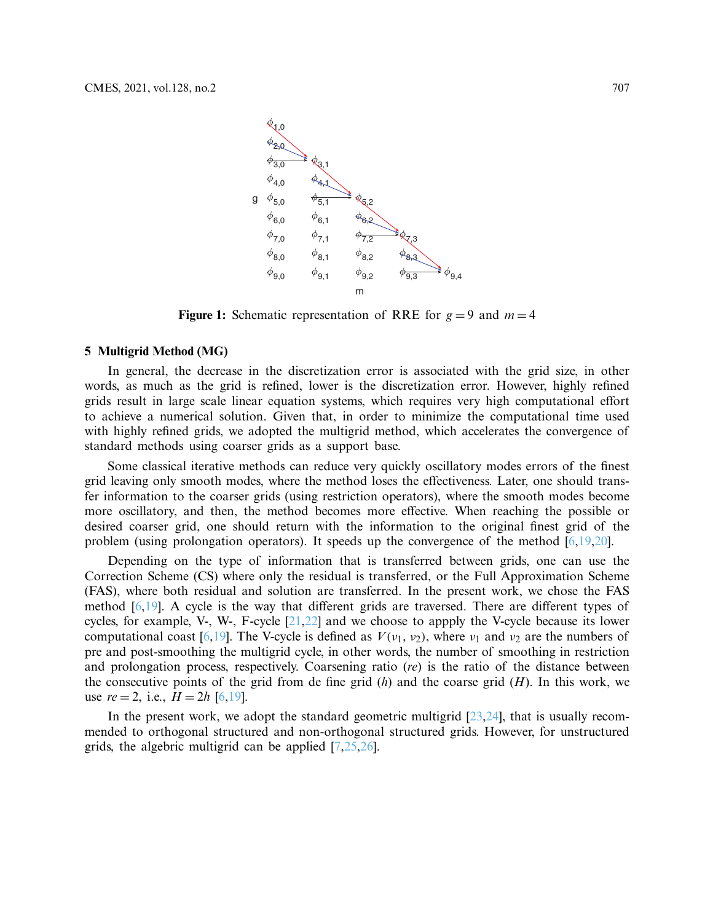Figure 1: Schematic representation of RRE for $g = 9$ and $m = 4$

## 5 Multigrid Method (MG)

In general, the decrease in the discretization error is associated with the grid size, in other words, as much as the grid is refined, lower is the discretization error. However, highly refined grids result in large scale linear equation systems, which requires very high computational effort to achieve a numerical solution. Given that, in order to minimize the computational time used with highly refined grids, we adopted the multigrid method, which accelerates the convergence of standard methods using coarser grids as a support base.

Some classical iterative methods can reduce very quickly oscillatory modes errors of the finest grid leaving only smooth modes, where the method loses the effectiveness. Later, one should transfer information to the coarser grids (using restriction operators), where the smooth modes become more oscillatory, and then, the method becomes more effective. When reaching the possible or desired coarser grid, one should return with the information to the original finest grid of the problem (using prolongation operators). It speeds up the convergence of the method [6,19,20].

Depending on the type of information that is transferred between grids, one can use the Correction Scheme (CS) where only the residual is transferred, or the Full Approximation Scheme (FAS), where both residual and solution are transferred. In the present work, we chose the FAS method [6,19]. A cycle is the way that different grids are traversed. There are different types of cycles, for example, V-, W-, F-cycle [21,22] and we choose to appply the V-cycle because its lower computational coast [6,19]. The V-cycle is defined as $V(\nu_1, \nu_2)$, where $\nu_1$ and $\nu_2$ are the numbers of pre and post-smoothing the multigrid cycle, in other words, the number of smoothing in restriction and prolongation process, respectively. Coarsening ratio ($re$) is the ratio of the distance between the consecutive points of the grid from de fine grid ($h$) and the coarse grid ($H$). In this work, we use $re = 2$, i.e., $H = 2h$ [6,19].

In the present work, we adopt the standard geometric multigrid [23,24], that is usually recommended to orthogonal structured and non-orthogonal structured grids. However, for unstructured grids, the algebric multigrid can be applied [7,25,26].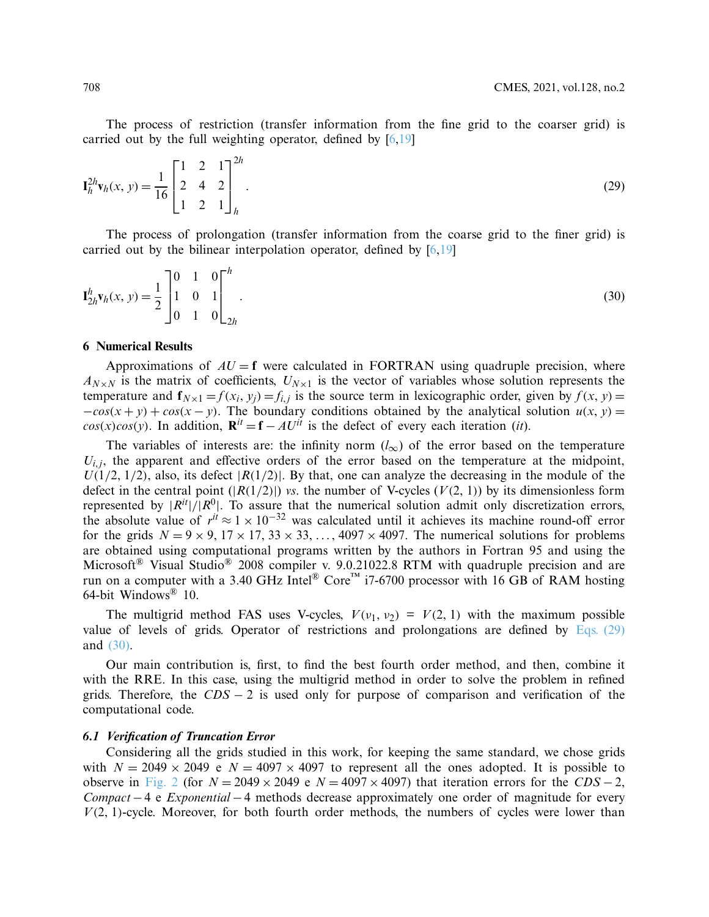The process of restriction (transfer information from the fine grid to the coarser grid) is carried out by the full weighting operator, defined by [6,19]

$$\mathbf{I}_h^{2h}\mathbf{v}_h(x,y) = \frac{1}{16}\begin{bmatrix} 1 & 2 & 1 \\ 2 & 4 & 2 \\ 1 & 2 & 1 \end{bmatrix}_h^{2h}. \tag{29}$$

The process of prolongation (transfer information from the coarse grid to the finer grid) is carried out by the bilinear interpolation operator, defined by [6,19]

$$\mathbf{I}_{2h}^h\mathbf{v}_h(x,y) = \frac{1}{2}\left]\begin{matrix} 0 & 1 & 0 \\ 1 & 0 & 1 \\ 0 & 1 & 0 \end{matrix}\right[_{2h}^{h}. \tag{30}$$

## 6 Numerical Results

Approximations of $AU = \mathbf{f}$ were calculated in FORTRAN using quadruple precision, where $A_{N\times N}$ is the matrix of coefficients, $U_{N\times 1}$ is the vector of variables whose solution represents the temperature and $\mathbf{f}_{N\times 1} = f(x_i, y_j) = f_{i,j}$ is the source term in lexicographic order, given by $f(x,y) = -cos(x+y) + cos(x-y)$. The boundary conditions obtained by the analytical solution $u(x,y) = cos(x)cos(y)$. In addition, $\mathbf{R}^{it} = \mathbf{f} - AU^{it}$ is the defect of every each iteration ($it$).

The variables of interests are: the infinity norm ($l_\infty$) of the error based on the temperature $U_{i,j}$, the apparent and effective orders of the error based on the temperature at the midpoint, $U(1/2, 1/2)$, also, its defect $|R(1/2)|$. By that, one can analyze the decreasing in the module of the defect in the central point ($|R(1/2)|$) *vs.* the number of V-cycles ($V(2,1)$) by its dimensionless form represented by $|R^{it}|/|R^0|$. To assure that the numerical solution admit only discretization errors, the absolute value of $r^{it} \approx 1\times 10^{-32}$ was calculated until it achieves its machine round-off error for the grids $N = 9\times 9, 17\times 17, 33\times 33, \ldots, 4097\times 4097$. The numerical solutions for problems are obtained using computational programs written by the authors in Fortran 95 and using the Microsoft® Visual Studio® 2008 compiler v. 9.0.21022.8 RTM with quadruple precision and are run on a computer with a 3.40 GHz Intel® Core™ i7-6700 processor with 16 GB of RAM hosting 64-bit Windows® 10.

The multigrid method FAS uses V-cycles, $V(\nu_1, \nu_2) = V(2,1)$ with the maximum possible value of levels of grids. Operator of restrictions and prolongations are defined by Eqs. (29) and (30).

Our main contribution is, first, to find the best fourth order method, and then, combine it with the RRE. In this case, using the multigrid method in order to solve the problem in refined grids. Therefore, the $CDS-2$ is used only for purpose of comparison and verification of the computational code.

### *6.1 Verification of Truncation Error*

Considering all the grids studied in this work, for keeping the same standard, we chose grids with $N = 2049\times 2049$ e $N = 4097\times 4097$ to represent all the ones adopted. It is possible to observe in Fig. 2 (for $N = 2049\times 2049$ e $N = 4097\times 4097$) that iteration errors for the $CDS-2$, $Compact-4$ e $Exponential-4$ methods decrease approximately one order of magnitude for every $V(2,1)$-cycle. Moreover, for both fourth order methods, the numbers of cycles were lower than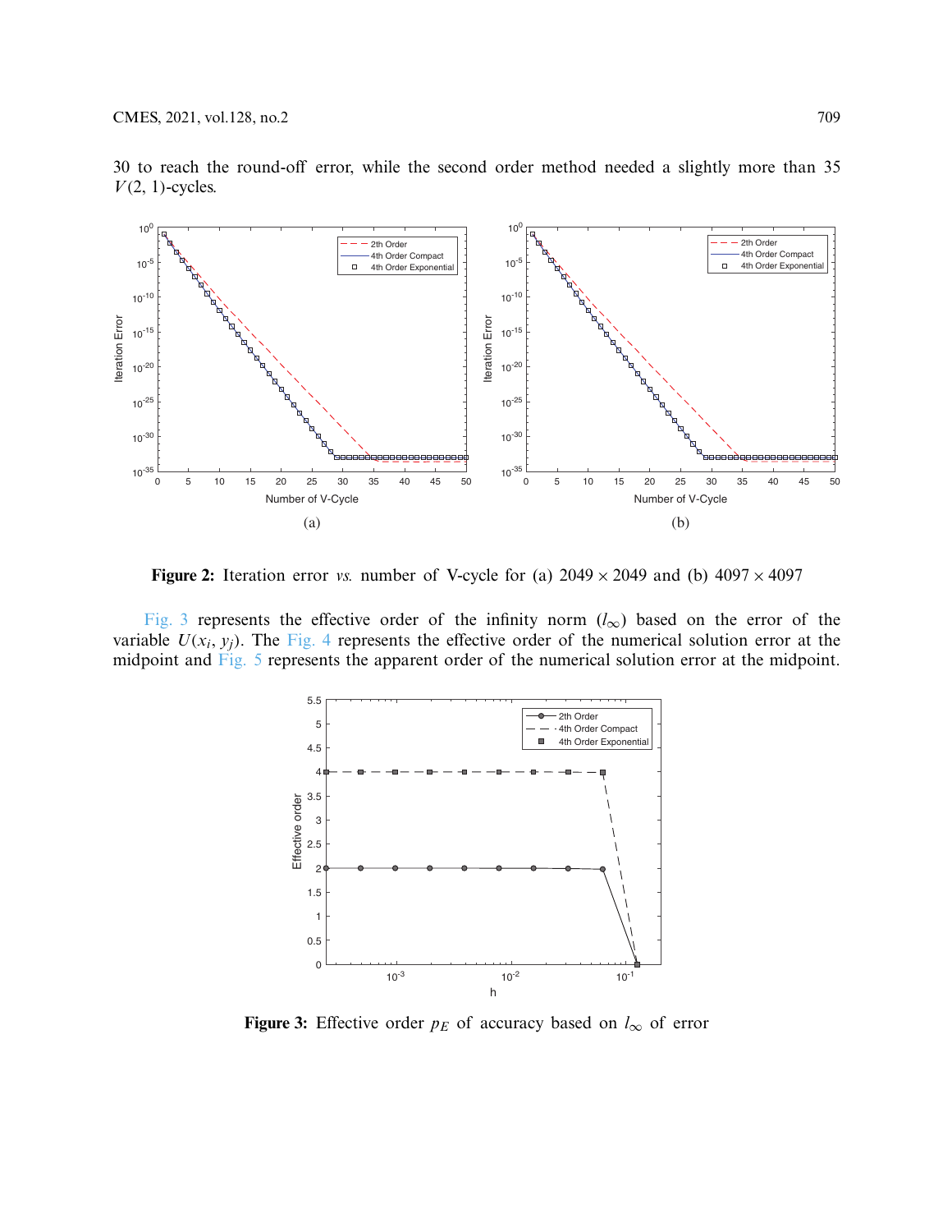30 to reach the round-off error, while the second order method needed a slightly more than 35 $V(2, 1)$-cycles.

**Figure 2:** Iteration error *vs.* number of V-cycle for (a) $2049 \times 2049$ and (b) $4097 \times 4097$

Fig. 3 represents the effective order of the infinity norm ($l_\infty$) based on the error of the variable $U(x_i, y_j)$. The Fig. 4 represents the effective order of the numerical solution error at the midpoint and Fig. 5 represents the apparent order of the numerical solution error at the midpoint.

**Figure 3:** Effective order $p_E$ of accuracy based on $l_\infty$ of error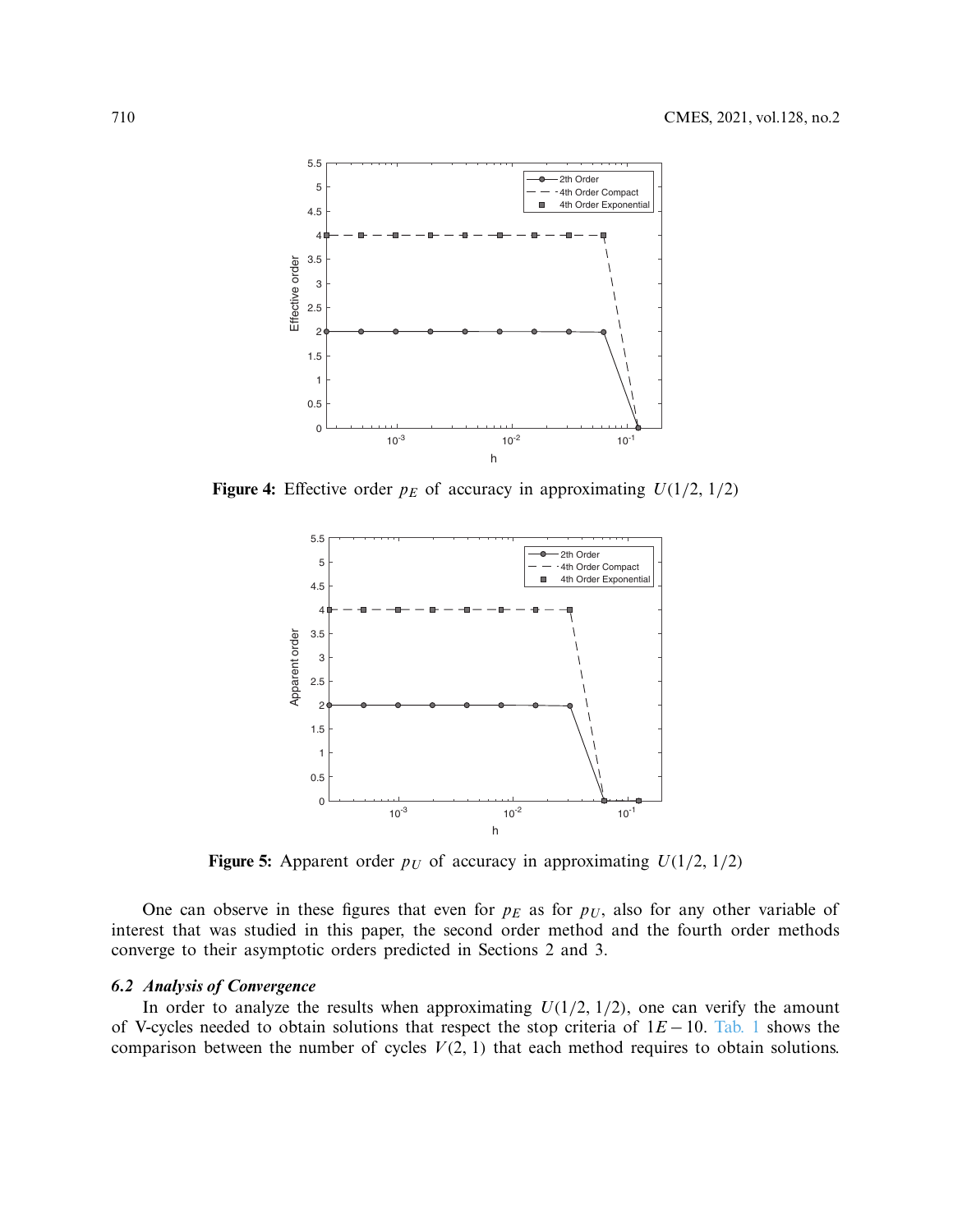**Figure 4:** Effective order $p_E$ of accuracy in approximating $U(1/2, 1/2)$

**Figure 5:** Apparent order $p_U$ of accuracy in approximating $U(1/2, 1/2)$

One can observe in these figures that even for $p_E$ as for $p_U$, also for any other variable of interest that was studied in this paper, the second order method and the fourth order methods converge to their asymptotic orders predicted in Sections 2 and 3.

### *6.2 Analysis of Convergence*

In order to analyze the results when approximating $U(1/2, 1/2)$, one can verify the amount of V-cycles needed to obtain solutions that respect the stop criteria of $1E-10$. Tab. 1 shows the comparison between the number of cycles $V(2, 1)$ that each method requires to obtain solutions.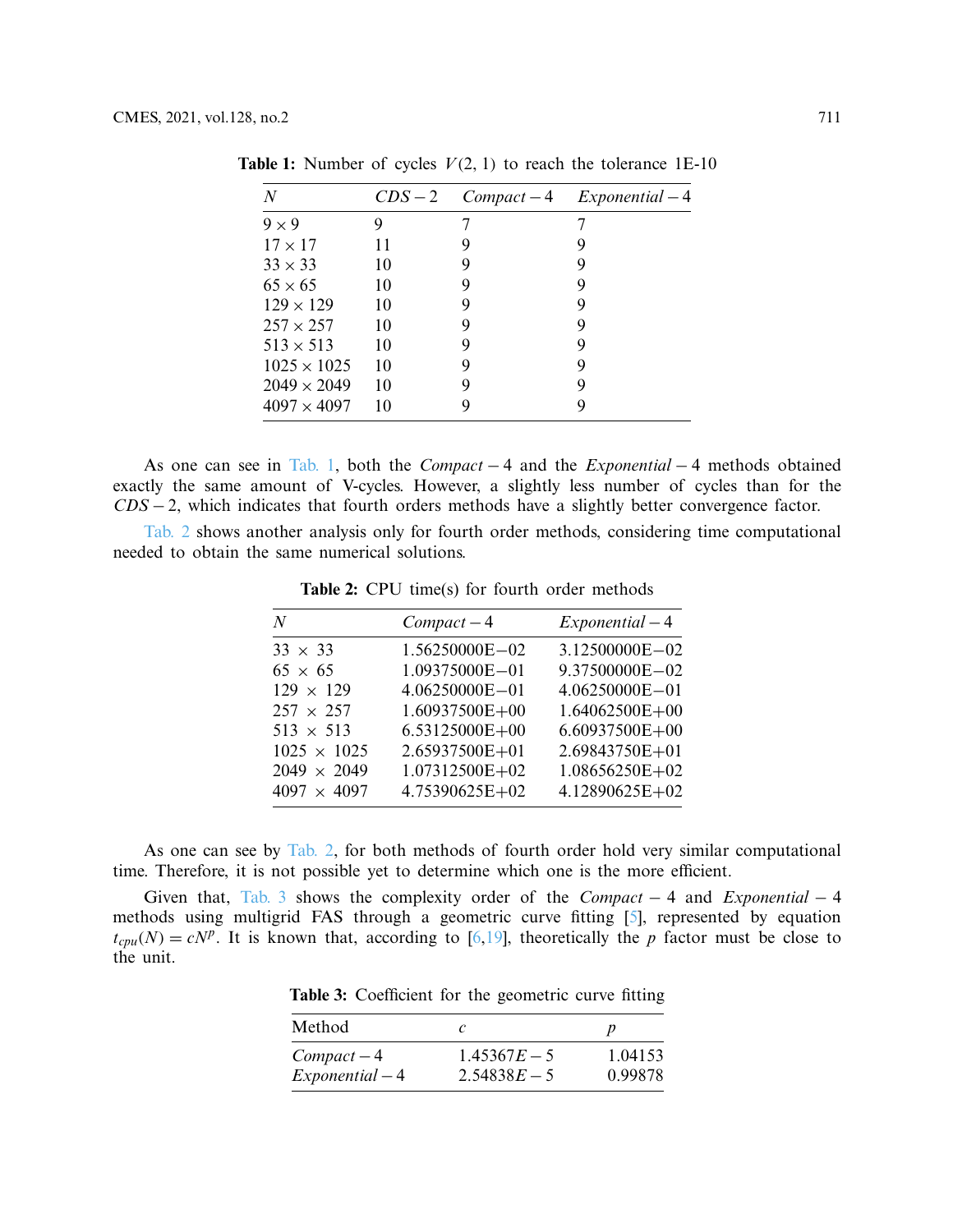**Table 1:** Number of cycles $V(2, 1)$ to reach the tolerance 1E-10

| $N$ | $CDS-2$ | $Compact-4$ | $Exponential-4$ |
|---|---|---|---|
| $9 \times 9$ | 9 | 7 | 7 |
| $17 \times 17$ | 11 | 9 | 9 |
| $33 \times 33$ | 10 | 9 | 9 |
| $65 \times 65$ | 10 | 9 | 9 |
| $129 \times 129$ | 10 | 9 | 9 |
| $257 \times 257$ | 10 | 9 | 9 |
| $513 \times 513$ | 10 | 9 | 9 |
| $1025 \times 1025$ | 10 | 9 | 9 |
| $2049 \times 2049$ | 10 | 9 | 9 |
| $4097 \times 4097$ | 10 | 9 | 9 |

As one can see in Tab. 1, both the $Compact-4$ and the $Exponential-4$ methods obtained exactly the same amount of V-cycles. However, a slightly less number of cycles than for the $CDS-2$, which indicates that fourth orders methods have a slightly better convergence factor.

Tab. 2 shows another analysis only for fourth order methods, considering time computational needed to obtain the same numerical solutions.

**Table 2:** CPU time(s) for fourth order methods

| $N$ | $Compact-4$ | $Exponential-4$ |
|---|---|---|
| $33 \times 33$ | 1.56250000E−02 | 3.12500000E−02 |
| $65 \times 65$ | 1.09375000E−01 | 9.37500000E−02 |
| $129 \times 129$ | 4.06250000E−01 | 4.06250000E−01 |
| $257 \times 257$ | 1.60937500E+00 | 1.64062500E+00 |
| $513 \times 513$ | 6.53125000E+00 | 6.60937500E+00 |
| $1025 \times 1025$ | 2.65937500E+01 | 2.69843750E+01 |
| $2049 \times 2049$ | 1.07312500E+02 | 1.08656250E+02 |
| $4097 \times 4097$ | 4.75390625E+02 | 4.12890625E+02 |

As one can see by Tab. 2, for both methods of fourth order hold very similar computational time. Therefore, it is not possible yet to determine which one is the more efficient.

Given that, Tab. 3 shows the complexity order of the $Compact-4$ and $Exponential-4$ methods using multigrid FAS through a geometric curve fitting [5], represented by equation $t_{cpu}(N) = cN^p$. It is known that, according to [6,19], theoretically the $p$ factor must be close to the unit.

**Table 3:** Coefficient for the geometric curve fitting

| Method | $c$ | $p$ |
|---|---|---|
| $Compact-4$ | $1.45367E-5$ | 1.04153 |
| $Exponential-4$ | $2.54838E-5$ | 0.99878 |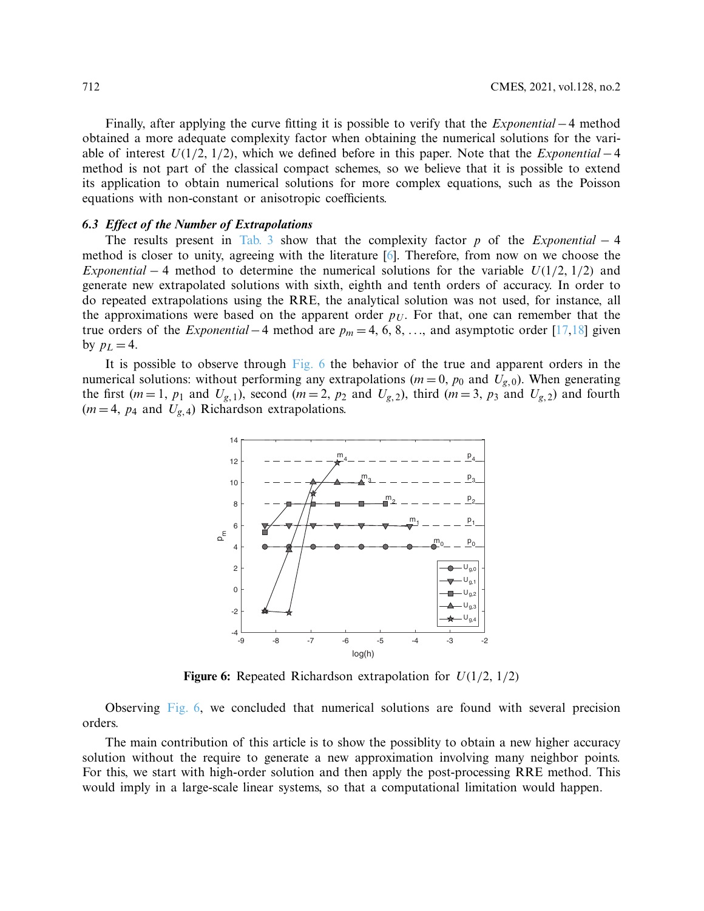Finally, after applying the curve fitting it is possible to verify that the *Exponential* − 4 method obtained a more adequate complexity factor when obtaining the numerical solutions for the variable of interest $U(1/2, 1/2)$, which we defined before in this paper. Note that the *Exponential* − 4 method is not part of the classical compact schemes, so we believe that it is possible to extend its application to obtain numerical solutions for more complex equations, such as the Poisson equations with non-constant or anisotropic coefficients.

### *6.3 Effect of the Number of Extrapolations*

The results present in Tab. 3 show that the complexity factor $p$ of the *Exponential* − 4 method is closer to unity, agreeing with the literature [6]. Therefore, from now on we choose the *Exponential* − 4 method to determine the numerical solutions for the variable $U(1/2, 1/2)$ and generate new extrapolated solutions with sixth, eighth and tenth orders of accuracy. In order to do repeated extrapolations using the RRE, the analytical solution was not used, for instance, all the approximations were based on the apparent order $p_U$. For that, one can remember that the true orders of the *Exponential* − 4 method are $p_m = 4, 6, 8, \ldots$, and asymptotic order [17,18] given by $p_L = 4$.

It is possible to observe through Fig. 6 the behavior of the true and apparent orders in the numerical solutions: without performing any extrapolations ($m = 0$, $p_0$ and $U_{g,0}$). When generating the first ($m = 1$, $p_1$ and $U_{g,1}$), second ($m = 2$, $p_2$ and $U_{g,2}$), third ($m = 3$, $p_3$ and $U_{g,2}$) and fourth ($m = 4$, $p_4$ and $U_{g,4}$) Richardson extrapolations.

**Figure 6:** Repeated Richardson extrapolation for $U(1/2, 1/2)$

Observing Fig. 6, we concluded that numerical solutions are found with several precision orders.

The main contribution of this article is to show the possiblity to obtain a new higher accuracy solution without the require to generate a new approximation involving many neighbor points. For this, we start with high-order solution and then apply the post-processing RRE method. This would imply in a large-scale linear systems, so that a computational limitation would happen.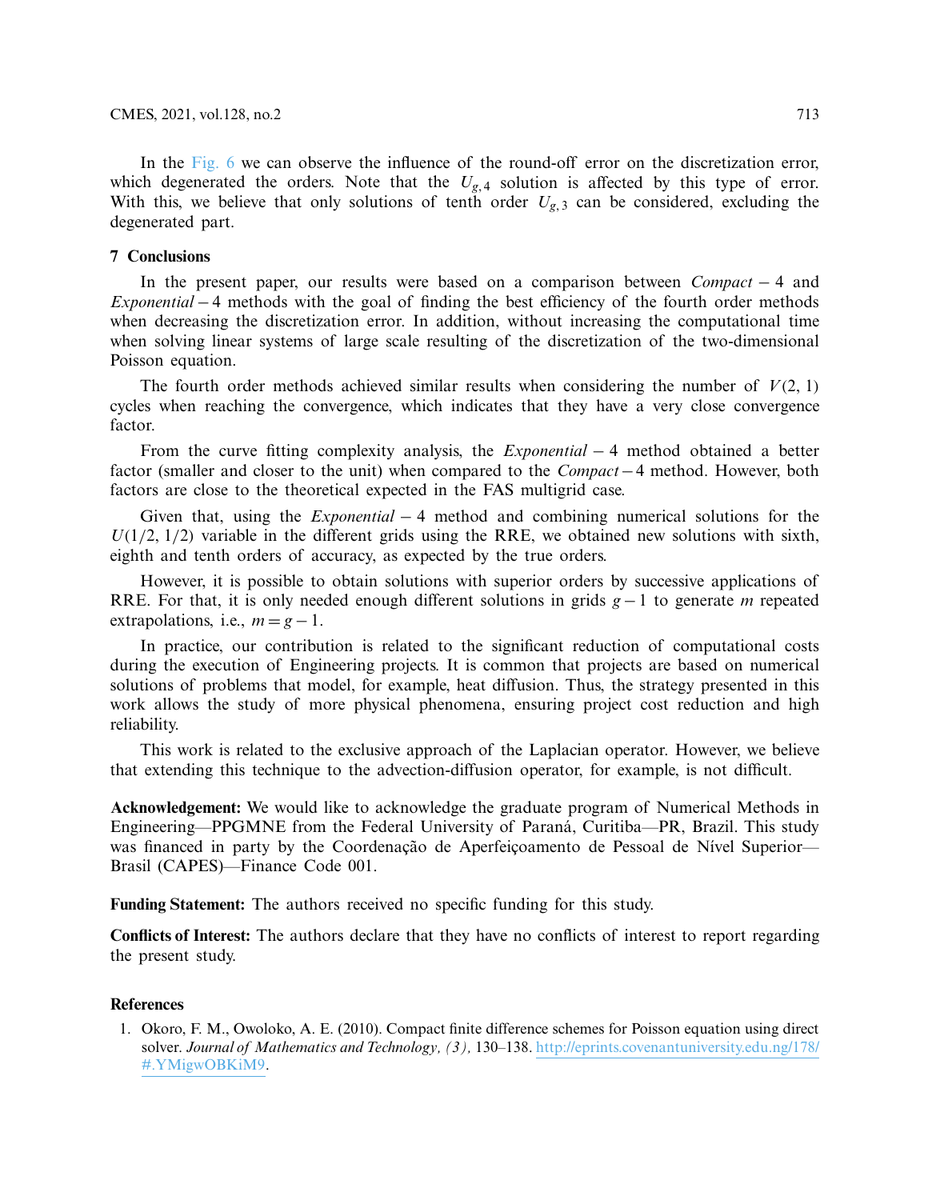In the Fig. 6 we can observe the influence of the round-off error on the discretization error, which degenerated the orders. Note that the $U_{g,4}$ solution is affected by this type of error. With this, we believe that only solutions of tenth order $U_{g,3}$ can be considered, excluding the degenerated part.

## 7 Conclusions

In the present paper, our results were based on a comparison between *Compact* − 4 and *Exponential* − 4 methods with the goal of finding the best efficiency of the fourth order methods when decreasing the discretization error. In addition, without increasing the computational time when solving linear systems of large scale resulting of the discretization of the two-dimensional Poisson equation.

The fourth order methods achieved similar results when considering the number of $V(2, 1)$ cycles when reaching the convergence, which indicates that they have a very close convergence factor.

From the curve fitting complexity analysis, the *Exponential* − 4 method obtained a better factor (smaller and closer to the unit) when compared to the *Compact* − 4 method. However, both factors are close to the theoretical expected in the FAS multigrid case.

Given that, using the *Exponential* − 4 method and combining numerical solutions for the $U(1/2, 1/2)$ variable in the different grids using the RRE, we obtained new solutions with sixth, eighth and tenth orders of accuracy, as expected by the true orders.

However, it is possible to obtain solutions with superior orders by successive applications of RRE. For that, it is only needed enough different solutions in grids $g - 1$ to generate $m$ repeated extrapolations, i.e., $m = g - 1$.

In practice, our contribution is related to the significant reduction of computational costs during the execution of Engineering projects. It is common that projects are based on numerical solutions of problems that model, for example, heat diffusion. Thus, the strategy presented in this work allows the study of more physical phenomena, ensuring project cost reduction and high reliability.

This work is related to the exclusive approach of the Laplacian operator. However, we believe that extending this technique to the advection-diffusion operator, for example, is not difficult.

**Acknowledgement:** We would like to acknowledge the graduate program of Numerical Methods in Engineering—PPGMNE from the Federal University of Paraná, Curitiba—PR, Brazil. This study was financed in party by the Coordenação de Aperfeiçoamento de Pessoal de Nível Superior—Brasil (CAPES)—Finance Code 001.

**Funding Statement:** The authors received no specific funding for this study.

**Conflicts of Interest:** The authors declare that they have no conflicts of interest to report regarding the present study.

## References

1. Okoro, F. M., Owoloko, A. E. (2010). Compact finite difference schemes for Poisson equation using direct solver. *Journal of Mathematics and Technology, (3),* 130–138. http://eprints.covenantuniversity.edu.ng/178/#.YMigwOBKiM9.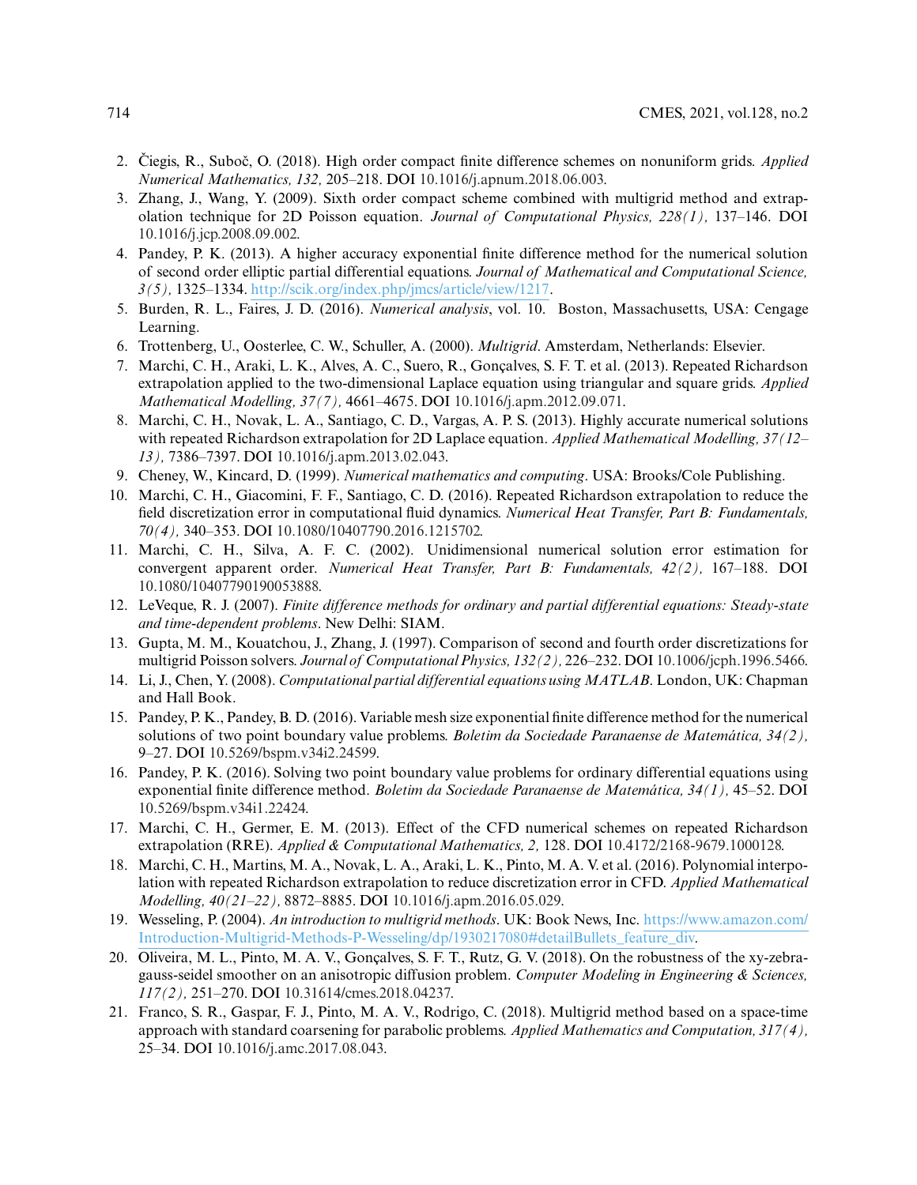2. Čiegis, R., Suboč, O. (2018). High order compact finite difference schemes on nonuniform grids. *Applied Numerical Mathematics, 132,* 205–218. DOI 10.1016/j.apnum.2018.06.003.
3. Zhang, J., Wang, Y. (2009). Sixth order compact scheme combined with multigrid method and extrapolation technique for 2D Poisson equation. *Journal of Computational Physics, 228(1),* 137–146. DOI 10.1016/j.jcp.2008.09.002.
4. Pandey, P. K. (2013). A higher accuracy exponential finite difference method for the numerical solution of second order elliptic partial differential equations. *Journal of Mathematical and Computational Science, 3(5),* 1325–1334. http://scik.org/index.php/jmcs/article/view/1217.
5. Burden, R. L., Faires, J. D. (2016). *Numerical analysis*, vol. 10. Boston, Massachusetts, USA: Cengage Learning.
6. Trottenberg, U., Oosterlee, C. W., Schuller, A. (2000). *Multigrid*. Amsterdam, Netherlands: Elsevier.
7. Marchi, C. H., Araki, L. K., Alves, A. C., Suero, R., Gonçalves, S. F. T. et al. (2013). Repeated Richardson extrapolation applied to the two-dimensional Laplace equation using triangular and square grids. *Applied Mathematical Modelling, 37(7),* 4661–4675. DOI 10.1016/j.apm.2012.09.071.
8. Marchi, C. H., Novak, L. A., Santiago, C. D., Vargas, A. P. S. (2013). Highly accurate numerical solutions with repeated Richardson extrapolation for 2D Laplace equation. *Applied Mathematical Modelling, 37(12–13),* 7386–7397. DOI 10.1016/j.apm.2013.02.043.
9. Cheney, W., Kincard, D. (1999). *Numerical mathematics and computing*. USA: Brooks/Cole Publishing.
10. Marchi, C. H., Giacomini, F. F., Santiago, C. D. (2016). Repeated Richardson extrapolation to reduce the field discretization error in computational fluid dynamics. *Numerical Heat Transfer, Part B: Fundamentals, 70(4),* 340–353. DOI 10.1080/10407790.2016.1215702.
11. Marchi, C. H., Silva, A. F. C. (2002). Unidimensional numerical solution error estimation for convergent apparent order. *Numerical Heat Transfer, Part B: Fundamentals, 42(2),* 167–188. DOI 10.1080/10407790190053888.
12. LeVeque, R. J. (2007). *Finite difference methods for ordinary and partial differential equations: Steady-state and time-dependent problems*. New Delhi: SIAM.
13. Gupta, M. M., Kouatchou, J., Zhang, J. (1997). Comparison of second and fourth order discretizations for multigrid Poisson solvers. *Journal of Computational Physics, 132(2),* 226–232. DOI 10.1006/jcph.1996.5466.
14. Li, J., Chen, Y. (2008). *Computational partial differential equations using MATLAB*. London, UK: Chapman and Hall Book.
15. Pandey, P. K., Pandey, B. D. (2016). Variable mesh size exponential finite difference method for the numerical solutions of two point boundary value problems. *Boletim da Sociedade Paranaense de Matemática, 34(2),* 9–27. DOI 10.5269/bspm.v34i2.24599.
16. Pandey, P. K. (2016). Solving two point boundary value problems for ordinary differential equations using exponential finite difference method. *Boletim da Sociedade Paranaense de Matemática, 34(1),* 45–52. DOI 10.5269/bspm.v34i1.22424.
17. Marchi, C. H., Germer, E. M. (2013). Effect of the CFD numerical schemes on repeated Richardson extrapolation (RRE). *Applied & Computational Mathematics, 2,* 128. DOI 10.4172/2168-9679.1000128.
18. Marchi, C. H., Martins, M. A., Novak, L. A., Araki, L. K., Pinto, M. A. V. et al. (2016). Polynomial interpolation with repeated Richardson extrapolation to reduce discretization error in CFD. *Applied Mathematical Modelling, 40(21–22),* 8872–8885. DOI 10.1016/j.apm.2016.05.029.
19. Wesseling, P. (2004). *An introduction to multigrid methods*. UK: Book News, Inc. https://www.amazon.com/Introduction-Multigrid-Methods-P-Wesseling/dp/1930217080#detailBullets_feature_div.
20. Oliveira, M. L., Pinto, M. A. V., Gonçalves, S. F. T., Rutz, G. V. (2018). On the robustness of the xy-zebra-gauss-seidel smoother on an anisotropic diffusion problem. *Computer Modeling in Engineering & Sciences, 117(2),* 251–270. DOI 10.31614/cmes.2018.04237.
21. Franco, S. R., Gaspar, F. J., Pinto, M. A. V., Rodrigo, C. (2018). Multigrid method based on a space-time approach with standard coarsening for parabolic problems. *Applied Mathematics and Computation, 317(4),* 25–34. DOI 10.1016/j.amc.2017.08.043.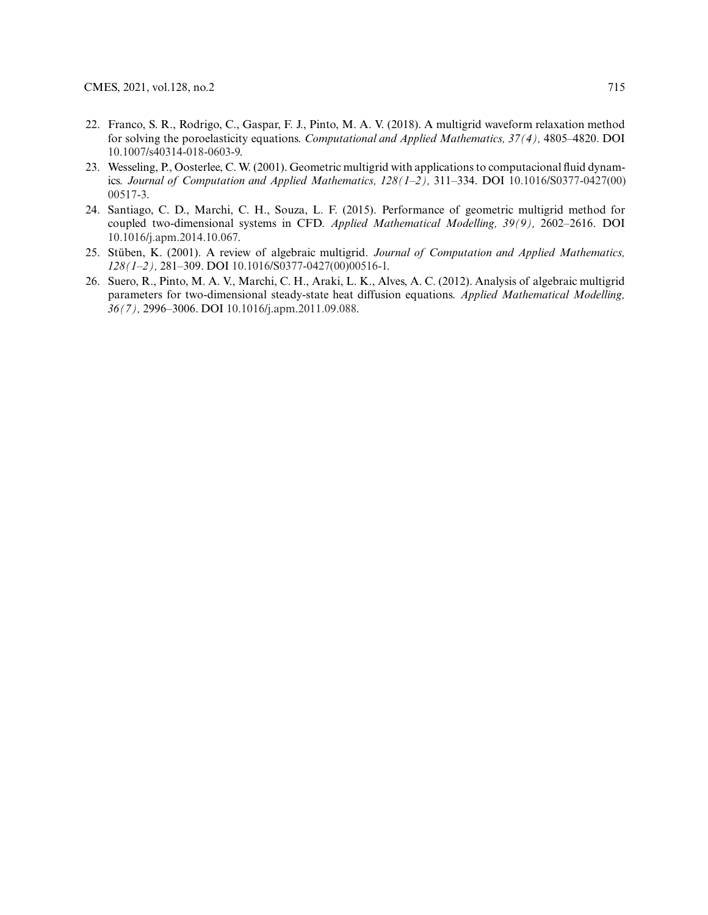22. Franco, S. R., Rodrigo, C., Gaspar, F. J., Pinto, M. A. V. (2018). A multigrid waveform relaxation method for solving the poroelasticity equations. *Computational and Applied Mathematics, 37(4),* 4805–4820. DOI 10.1007/s40314-018-0603-9.
23. Wesseling, P., Oosterlee, C. W. (2001). Geometric multigrid with applications to computacional fluid dynamics. *Journal of Computation and Applied Mathematics, 128(1–2),* 311–334. DOI 10.1016/S0377-0427(00)00517-3.
24. Santiago, C. D., Marchi, C. H., Souza, L. F. (2015). Performance of geometric multigrid method for coupled two-dimensional systems in CFD. *Applied Mathematical Modelling, 39(9),* 2602–2616. DOI 10.1016/j.apm.2014.10.067.
25. Stüben, K. (2001). A review of algebraic multigrid. *Journal of Computation and Applied Mathematics, 128(1–2),* 281–309. DOI 10.1016/S0377-0427(00)00516-1.
26. Suero, R., Pinto, M. A. V., Marchi, C. H., Araki, L. K., Alves, A. C. (2012). Analysis of algebraic multigrid parameters for two-dimensional steady-state heat diffusion equations. *Applied Mathematical Modelling, 36(7),* 2996–3006. DOI 10.1016/j.apm.2011.09.088.